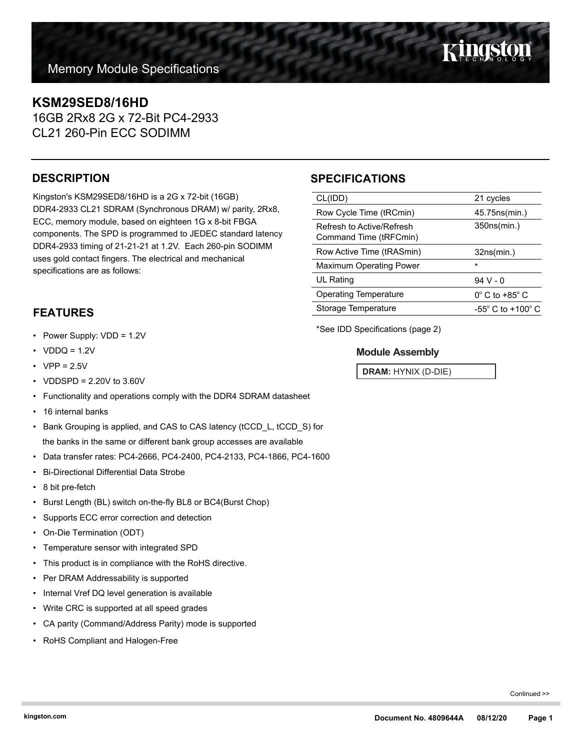Memory Module Specifications

# KSM29SED8/16HD

16GB 2Rx8 2G x 72-Bit PC4-2933
CL21 260-Pin ECC SODIMM

## DESCRIPTION

Kingston's KSM29SED8/16HD is a 2G x 72-bit (16GB) DDR4-2933 CL21 SDRAM (Synchronous DRAM) w/ parity, 2Rx8, ECC, memory module, based on eighteen 1G x 8-bit FBGA components. The SPD is programmed to JEDEC standard latency DDR4-2933 timing of 21-21-21 at 1.2V. Each 260-pin SODIMM uses gold contact fingers. The electrical and mechanical specifications are as follows:

## SPECIFICATIONS

| | |
|---|---|
| CL(IDD) | 21 cycles |
| Row Cycle Time (tRCmin) | 45.75ns(min.) |
| Refresh to Active/Refresh Command Time (tRFCmin) | 350ns(min.) |
| Row Active Time (tRASmin) | 32ns(min.) |
| Maximum Operating Power | * |
| UL Rating | 94 V - 0 |
| Operating Temperature | 0° C to +85° C |
| Storage Temperature | -55° C to +100° C |

*See IDD Specifications (page 2)

### Module Assembly

**DRAM:** HYNIX (D-DIE)

## FEATURES

- Power Supply: VDD = 1.2V
- VDDQ = 1.2V
- VPP = 2.5V
- VDDSPD = 2.20V to 3.60V
- Functionality and operations comply with the DDR4 SDRAM datasheet
- 16 internal banks
- Bank Grouping is applied, and CAS to CAS latency (tCCD_L, tCCD_S) for the banks in the same or different bank group accesses are available
- Data transfer rates: PC4-2666, PC4-2400, PC4-2133, PC4-1866, PC4-1600
- Bi-Directional Differential Data Strobe
- 8 bit pre-fetch
- Burst Length (BL) switch on-the-fly BL8 or BC4(Burst Chop)
- Supports ECC error correction and detection
- On-Die Termination (ODT)
- Temperature sensor with integrated SPD
- This product is in compliance with the RoHS directive.
- Per DRAM Addressability is supported
- Internal Vref DQ level generation is available
- Write CRC is supported at all speed grades
- CA parity (Command/Address Parity) mode is supported
- RoHS Compliant and Halogen-Free

Continued >>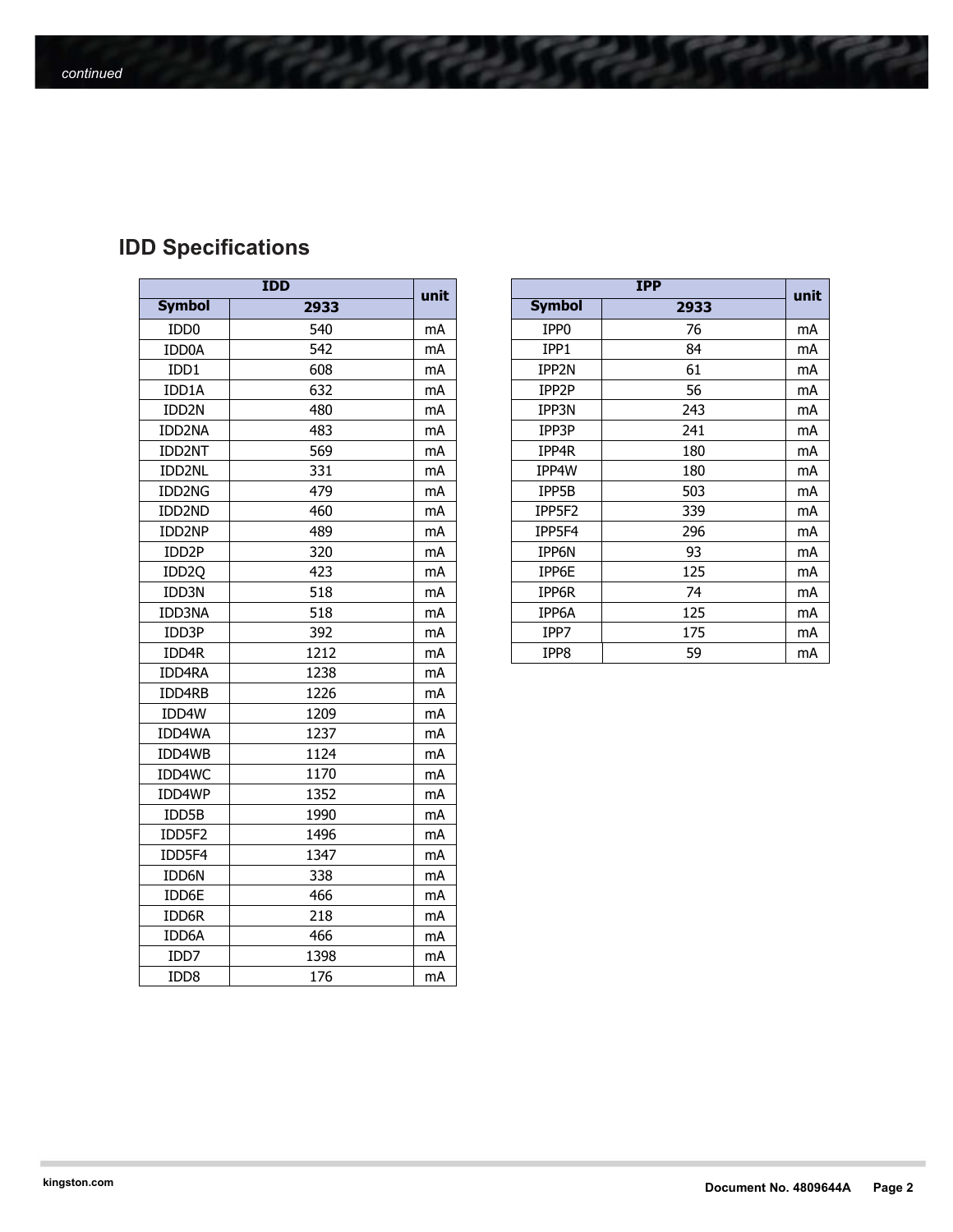*continued*

## IDD Specifications

| IDD | | unit |
|---|---|---|
| **Symbol** | **2933** | |
| IDD0 | 540 | mA |
| IDD0A | 542 | mA |
| IDD1 | 608 | mA |
| IDD1A | 632 | mA |
| IDD2N | 480 | mA |
| IDD2NA | 483 | mA |
| IDD2NT | 569 | mA |
| IDD2NL | 331 | mA |
| IDD2NG | 479 | mA |
| IDD2ND | 460 | mA |
| IDD2NP | 489 | mA |
| IDD2P | 320 | mA |
| IDD2Q | 423 | mA |
| IDD3N | 518 | mA |
| IDD3NA | 518 | mA |
| IDD3P | 392 | mA |
| IDD4R | 1212 | mA |
| IDD4RA | 1238 | mA |
| IDD4RB | 1226 | mA |
| IDD4W | 1209 | mA |
| IDD4WA | 1237 | mA |
| IDD4WB | 1124 | mA |
| IDD4WC | 1170 | mA |
| IDD4WP | 1352 | mA |
| IDD5B | 1990 | mA |
| IDD5F2 | 1496 | mA |
| IDD5F4 | 1347 | mA |
| IDD6N | 338 | mA |
| IDD6E | 466 | mA |
| IDD6R | 218 | mA |
| IDD6A | 466 | mA |
| IDD7 | 1398 | mA |
| IDD8 | 176 | mA |

| IPP | | unit |
|---|---|---|
| **Symbol** | **2933** | |
| IPP0 | 76 | mA |
| IPP1 | 84 | mA |
| IPP2N | 61 | mA |
| IPP2P | 56 | mA |
| IPP3N | 243 | mA |
| IPP3P | 241 | mA |
| IPP4R | 180 | mA |
| IPP4W | 180 | mA |
| IPP5B | 503 | mA |
| IPP5F2 | 339 | mA |
| IPP5F4 | 296 | mA |
| IPP6N | 93 | mA |
| IPP6E | 125 | mA |
| IPP6R | 74 | mA |
| IPP6A | 125 | mA |
| IPP7 | 175 | mA |
| IPP8 | 59 | mA |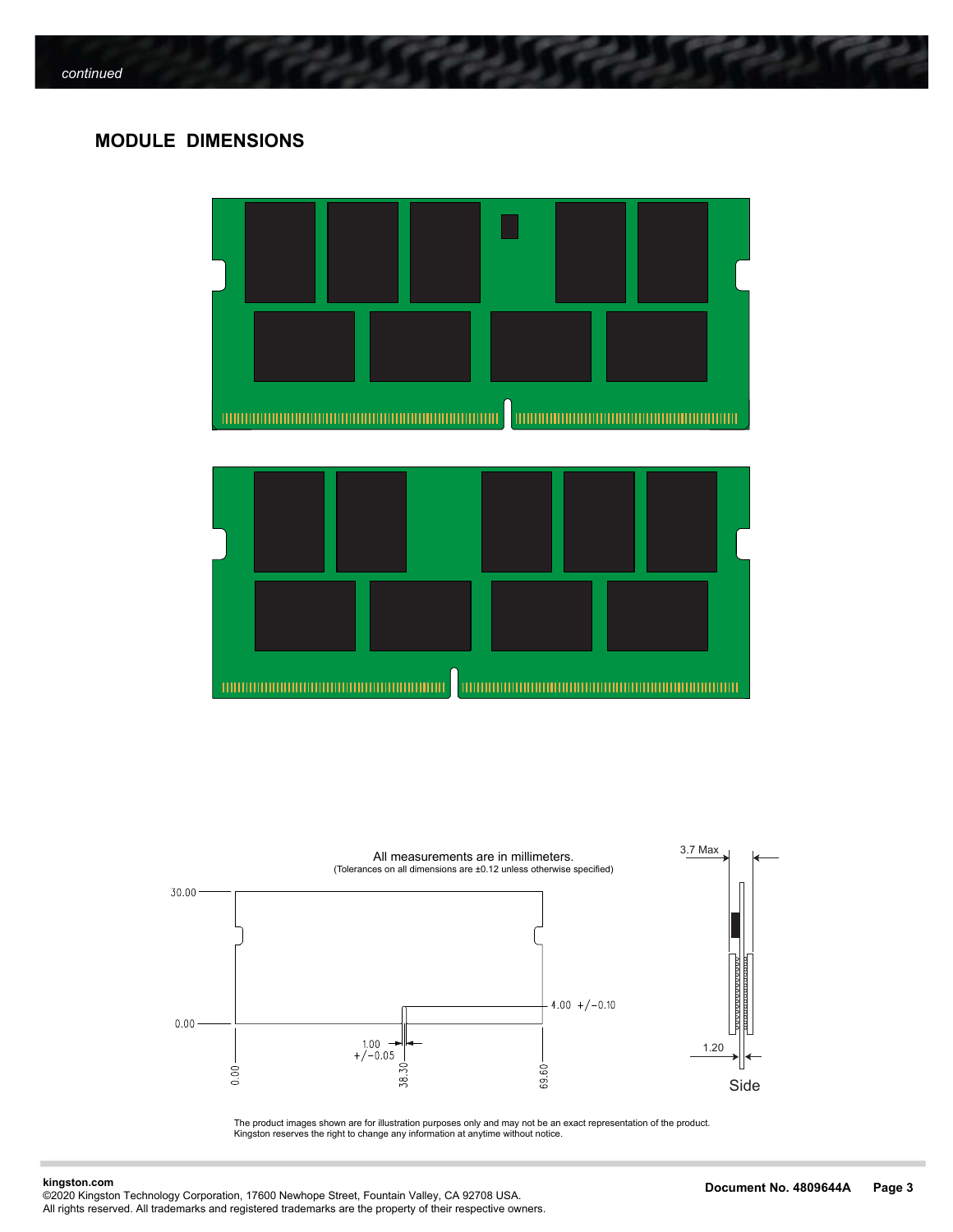*continued*

## MODULE DIMENSIONS

All measurements are in millimeters.
(Tolerances on all dimensions are ±0.12 unless otherwise specified)

30.00
0.00
4.00 +/−0.10
1.00
+/−0.05
0.00
38.30
69.60

3.7 Max
1.20
Side

The product images shown are for illustration purposes only and may not be an exact representation of the product.
Kingston reserves the right to change any information at anytime without notice.

**kingston.com**
©2020 Kingston Technology Corporation, 17600 Newhope Street, Fountain Valley, CA 92708 USA.
All rights reserved. All trademarks and registered trademarks are the property of their respective owners.

**Document No. 4809644A**